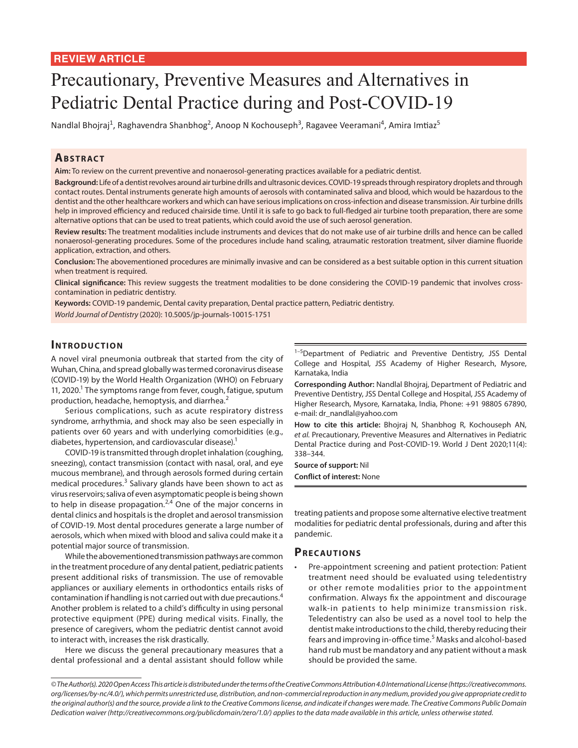REVIEW ARTICLE

# Precautionary, Preventive Measures and Alternatives in Pediatric Dental Practice during and Post-COVID-19

Nandlal Bhojraj[1], Raghavendra Shanbhog[2], Anoop N Kochouseph[3], Ragavee Veeramani[4], Amira Imtiaz[5]

## Abstract

**Aim:** To review on the current preventive and nonaerosol-generating practices available for a pediatric dentist.

**Background:** Life of a dentist revolves around air turbine drills and ultrasonic devices. COVID-19 spreads through respiratory droplets and through contact routes. Dental instruments generate high amounts of aerosols with contaminated saliva and blood, which would be hazardous to the dentist and the other healthcare workers and which can have serious implications on cross-infection and disease transmission. Air turbine drills help in improved efficiency and reduced chairside time. Until it is safe to go back to full-fledged air turbine tooth preparation, there are some alternative options that can be used to treat patients, which could avoid the use of such aerosol generation.

**Review results:** The treatment modalities include instruments and devices that do not make use of air turbine drills and hence can be called nonaerosol-generating procedures. Some of the procedures include hand scaling, atraumatic restoration treatment, silver diamine fluoride application, extraction, and others.

**Conclusion:** The abovementioned procedures are minimally invasive and can be considered as a best suitable option in this current situation when treatment is required.

**Clinical significance:** This review suggests the treatment modalities to be done considering the COVID-19 pandemic that involves cross-contamination in pediatric dentistry.

**Keywords:** COVID-19 pandemic, Dental cavity preparation, Dental practice pattern, Pediatric dentistry.

*World Journal of Dentistry* (2020): 10.5005/jp-journals-10015-1751

## Introduction

A novel viral pneumonia outbreak that started from the city of Wuhan, China, and spread globally was termed coronavirus disease (COVID-19) by the World Health Organization (WHO) on February 11, 2020.[1] The symptoms range from fever, cough, fatigue, sputum production, headache, hemoptysis, and diarrhea.[2]

Serious complications, such as acute respiratory distress syndrome, arrhythmia, and shock may also be seen especially in patients over 60 years and with underlying comorbidities (e.g., diabetes, hypertension, and cardiovascular disease).[1]

COVID-19 is transmitted through droplet inhalation (coughing, sneezing), contact transmission (contact with nasal, oral, and eye mucous membrane), and through aerosols formed during certain medical procedures.[3] Salivary glands have been shown to act as virus reservoirs; saliva of even asymptomatic people is being shown to help in disease propagation.[2,4] One of the major concerns in dental clinics and hospitals is the droplet and aerosol transmission of COVID-19. Most dental procedures generate a large number of aerosols, which when mixed with blood and saliva could make it a potential major source of transmission.

While the abovementioned transmission pathways are common in the treatment procedure of any dental patient, pediatric patients present additional risks of transmission. The use of removable appliances or auxiliary elements in orthodontics entails risks of contamination if handling is not carried out with due precautions.[4] Another problem is related to a child's difficulty in using personal protective equipment (PPE) during medical visits. Finally, the presence of caregivers, whom the pediatric dentist cannot avoid to interact with, increases the risk drastically.

Here we discuss the general precautionary measures that a dental professional and a dental assistant should follow while treating patients and propose some alternative elective treatment modalities for pediatric dental professionals, during and after this pandemic.

[1–5]Department of Pediatric and Preventive Dentistry, JSS Dental College and Hospital, JSS Academy of Higher Research, Mysore, Karnataka, India

**Corresponding Author:** Nandlal Bhojraj, Department of Pediatric and Preventive Dentistry, JSS Dental College and Hospital, JSS Academy of Higher Research, Mysore, Karnataka, India, Phone: +91 98805 67890, e-mail: dr_nandlal@yahoo.com

**How to cite this article:** Bhojraj N, Shanbhog R, Kochouseph AN, *et al.* Precautionary, Preventive Measures and Alternatives in Pediatric Dental Practice during and Post-COVID-19. World J Dent 2020;11(4): 338–344.

**Source of support:** Nil

**Conflict of interest:** None

## Precautions

- Pre-appointment screening and patient protection: Patient treatment need should be evaluated using teledentistry or other remote modalities prior to the appointment confirmation. Always fix the appointment and discourage walk-in patients to help minimize transmission risk. Teledentistry can also be used as a novel tool to help the dentist make introductions to the child, thereby reducing their fears and improving in-office time.[5] Masks and alcohol-based hand rub must be mandatory and any patient without a mask should be provided the same.

*© The Author(s). 2020 Open Access This article is distributed under the terms of the Creative Commons Attribution 4.0 International License (https://creativecommons.org/licenses/by-nc/4.0/), which permits unrestricted use, distribution, and non-commercial reproduction in any medium, provided you give appropriate credit to the original author(s) and the source, provide a link to the Creative Commons license, and indicate if changes were made. The Creative Commons Public Domain Dedication waiver (http://creativecommons.org/publicdomain/zero/1.0/) applies to the data made available in this article, unless otherwise stated.*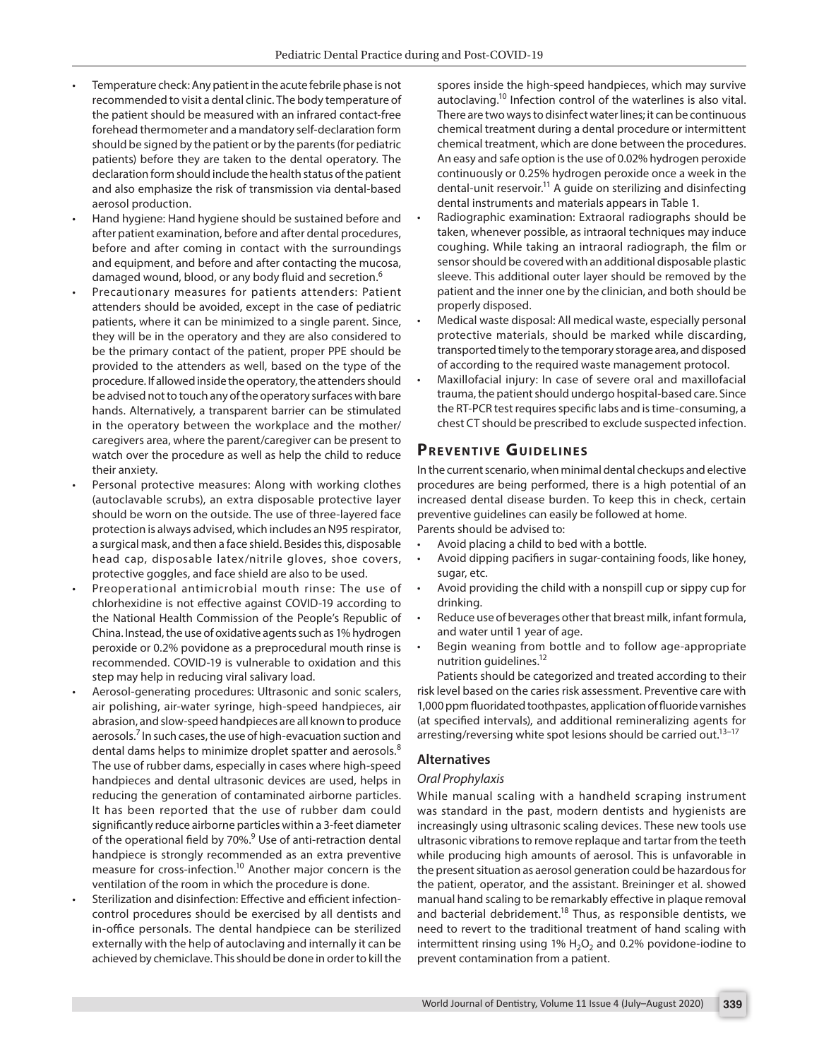- Temperature check: Any patient in the acute febrile phase is not recommended to visit a dental clinic. The body temperature of the patient should be measured with an infrared contact-free forehead thermometer and a mandatory self-declaration form should be signed by the patient or by the parents (for pediatric patients) before they are taken to the dental operatory. The declaration form should include the health status of the patient and also emphasize the risk of transmission via dental-based aerosol production.
- Hand hygiene: Hand hygiene should be sustained before and after patient examination, before and after dental procedures, before and after coming in contact with the surroundings and equipment, and before and after contacting the mucosa, damaged wound, blood, or any body fluid and secretion.[6]
- Precautionary measures for patients attenders: Patient attenders should be avoided, except in the case of pediatric patients, where it can be minimized to a single parent. Since, they will be in the operatory and they are also considered to be the primary contact of the patient, proper PPE should be provided to the attenders as well, based on the type of the procedure. If allowed inside the operatory, the attenders should be advised not to touch any of the operatory surfaces with bare hands. Alternatively, a transparent barrier can be stimulated in the operatory between the workplace and the mother/caregivers area, where the parent/caregiver can be present to watch over the procedure as well as help the child to reduce their anxiety.
- Personal protective measures: Along with working clothes (autoclavable scrubs), an extra disposable protective layer should be worn on the outside. The use of three-layered face protection is always advised, which includes an N95 respirator, a surgical mask, and then a face shield. Besides this, disposable head cap, disposable latex/nitrile gloves, shoe covers, protective goggles, and face shield are also to be used.
- Preoperational antimicrobial mouth rinse: The use of chlorhexidine is not effective against COVID-19 according to the National Health Commission of the People's Republic of China. Instead, the use of oxidative agents such as 1% hydrogen peroxide or 0.2% povidone as a preprocedural mouth rinse is recommended. COVID-19 is vulnerable to oxidation and this step may help in reducing viral salivary load.
- Aerosol-generating procedures: Ultrasonic and sonic scalers, air polishing, air-water syringe, high-speed handpieces, air abrasion, and slow-speed handpieces are all known to produce aerosols.[7] In such cases, the use of high-evacuation suction and dental dams helps to minimize droplet spatter and aerosols.[8] The use of rubber dams, especially in cases where high-speed handpieces and dental ultrasonic devices are used, helps in reducing the generation of contaminated airborne particles. It has been reported that the use of rubber dam could significantly reduce airborne particles within a 3-feet diameter of the operational field by 70%.[9] Use of anti-retraction dental handpiece is strongly recommended as an extra preventive measure for cross-infection.[10] Another major concern is the ventilation of the room in which the procedure is done.
- Sterilization and disinfection: Effective and efficient infection-control procedures should be exercised by all dentists and in-office personals. The dental handpiece can be sterilized externally with the help of autoclaving and internally it can be achieved by chemiclave. This should be done in order to kill the spores inside the high-speed handpieces, which may survive autoclaving.[10] Infection control of the waterlines is also vital. There are two ways to disinfect water lines; it can be continuous chemical treatment during a dental procedure or intermittent chemical treatment, which are done between the procedures. An easy and safe option is the use of 0.02% hydrogen peroxide continuously or 0.25% hydrogen peroxide once a week in the dental-unit reservoir.[11] A guide on sterilizing and disinfecting dental instruments and materials appears in Table 1.
- Radiographic examination: Extraoral radiographs should be taken, whenever possible, as intraoral techniques may induce coughing. While taking an intraoral radiograph, the film or sensor should be covered with an additional disposable plastic sleeve. This additional outer layer should be removed by the patient and the inner one by the clinician, and both should be properly disposed.
- Medical waste disposal: All medical waste, especially personal protective materials, should be marked while discarding, transported timely to the temporary storage area, and disposed of according to the required waste management protocol.
- Maxillofacial injury: In case of severe oral and maxillofacial trauma, the patient should undergo hospital-based care. Since the RT-PCR test requires specific labs and is time-consuming, a chest CT should be prescribed to exclude suspected infection.

## Preventive Guidelines

In the current scenario, when minimal dental checkups and elective procedures are being performed, there is a high potential of an increased dental disease burden. To keep this in check, certain preventive guidelines can easily be followed at home.

Parents should be advised to:

- Avoid placing a child to bed with a bottle.
- Avoid dipping pacifiers in sugar-containing foods, like honey, sugar, etc.
- Avoid providing the child with a nonspill cup or sippy cup for drinking.
- Reduce use of beverages other that breast milk, infant formula, and water until 1 year of age.
- Begin weaning from bottle and to follow age-appropriate nutrition guidelines.[12]

Patients should be categorized and treated according to their risk level based on the caries risk assessment. Preventive care with 1,000 ppm fluoridated toothpastes, application of fluoride varnishes (at specified intervals), and additional remineralizing agents for arresting/reversing white spot lesions should be carried out.[13–17]

### Alternatives

#### *Oral Prophylaxis*

While manual scaling with a handheld scraping instrument was standard in the past, modern dentists and hygienists are increasingly using ultrasonic scaling devices. These new tools use ultrasonic vibrations to remove replaque and tartar from the teeth while producing high amounts of aerosol. This is unfavorable in the present situation as aerosol generation could be hazardous for the patient, operator, and the assistant. Breininger et al. showed manual hand scaling to be remarkably effective in plaque removal and bacterial debridement.[18] Thus, as responsible dentists, we need to revert to the traditional treatment of hand scaling with intermittent rinsing using 1% $H_2O_2$ and 0.2% povidone-iodine to prevent contamination from a patient.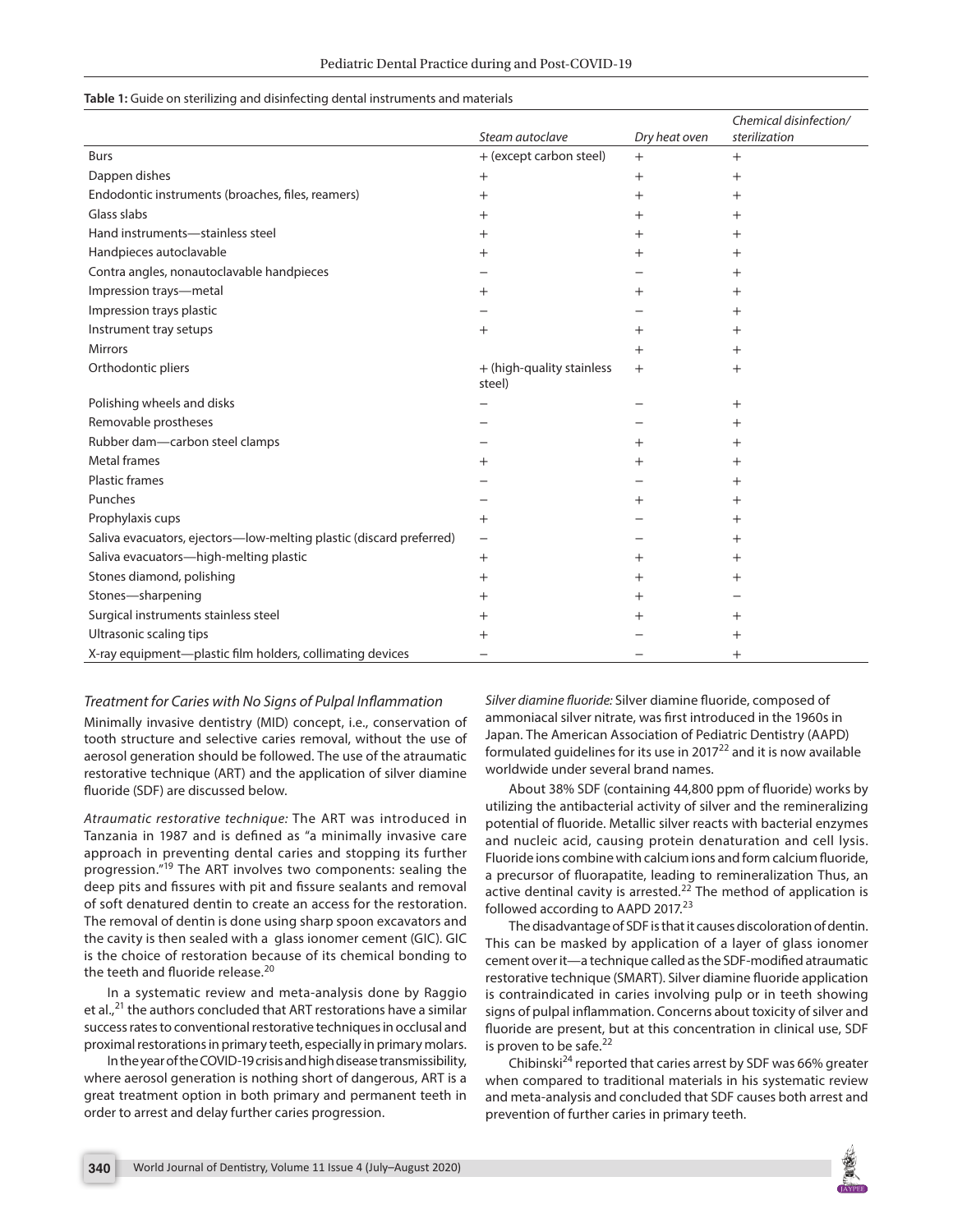**Table 1:** Guide on sterilizing and disinfecting dental instruments and materials

| | *Steam autoclave* | *Dry heat oven* | *Chemical disinfection/ sterilization* |
|---|---|---|---|
| Burs | + (except carbon steel) | + | + |
| Dappen dishes | + | + | + |
| Endodontic instruments (broaches, files, reamers) | + | + | + |
| Glass slabs | + | + | + |
| Hand instruments—stainless steel | + | + | + |
| Handpieces autoclavable | + | + | + |
| Contra angles, nonautoclavable handpieces | − | − | + |
| Impression trays—metal | + | + | + |
| Impression trays plastic | − | − | + |
| Instrument tray setups | + | + | + |
| Mirrors | | + | + |
| Orthodontic pliers | + (high-quality stainless steel) | + | + |
| Polishing wheels and disks | − | − | + |
| Removable prostheses | − | − | + |
| Rubber dam—carbon steel clamps | − | + | + |
| Metal frames | + | + | + |
| Plastic frames | − | − | + |
| Punches | − | + | + |
| Prophylaxis cups | + | − | + |
| Saliva evacuators, ejectors—low-melting plastic (discard preferred) | − | − | + |
| Saliva evacuators—high-melting plastic | + | + | + |
| Stones diamond, polishing | + | + | + |
| Stones—sharpening | + | + | − |
| Surgical instruments stainless steel | + | + | + |
| Ultrasonic scaling tips | + | − | + |
| X-ray equipment—plastic film holders, collimating devices | − | − | + |

### *Treatment for Caries with No Signs of Pulpal Inflammation*

Minimally invasive dentistry (MID) concept, i.e., conservation of tooth structure and selective caries removal, without the use of aerosol generation should be followed. The use of the atraumatic restorative technique (ART) and the application of silver diamine fluoride (SDF) are discussed below.

*Atraumatic restorative technique:* The ART was introduced in Tanzania in 1987 and is defined as "a minimally invasive care approach in preventing dental caries and stopping its further progression."[19] The ART involves two components: sealing the deep pits and fissures with pit and fissure sealants and removal of soft denatured dentin to create an access for the restoration. The removal of dentin is done using sharp spoon excavators and the cavity is then sealed with a glass ionomer cement (GIC). GIC is the choice of restoration because of its chemical bonding to the teeth and fluoride release.[20]

In a systematic review and meta-analysis done by Raggio et al.,[21] the authors concluded that ART restorations have a similar success rates to conventional restorative techniques in occlusal and proximal restorations in primary teeth, especially in primary molars.

In the year of the COVID-19 crisis and high disease transmissibility, where aerosol generation is nothing short of dangerous, ART is a great treatment option in both primary and permanent teeth in order to arrest and delay further caries progression.

*Silver diamine fluoride:* Silver diamine fluoride, composed of ammoniacal silver nitrate, was first introduced in the 1960s in Japan. The American Association of Pediatric Dentistry (AAPD) formulated guidelines for its use in 2017[22] and it is now available worldwide under several brand names.

About 38% SDF (containing 44,800 ppm of fluoride) works by utilizing the antibacterial activity of silver and the remineralizing potential of fluoride. Metallic silver reacts with bacterial enzymes and nucleic acid, causing protein denaturation and cell lysis. Fluoride ions combine with calcium ions and form calcium fluoride, a precursor of fluorapatite, leading to remineralization Thus, an active dentinal cavity is arrested.[22] The method of application is followed according to AAPD 2017.[23]

The disadvantage of SDF is that it causes discoloration of dentin. This can be masked by application of a layer of glass ionomer cement over it—a technique called as the SDF-modified atraumatic restorative technique (SMART). Silver diamine fluoride application is contraindicated in caries involving pulp or in teeth showing signs of pulpal inflammation. Concerns about toxicity of silver and fluoride are present, but at this concentration in clinical use, SDF is proven to be safe.[22]

Chibinski[24] reported that caries arrest by SDF was 66% greater when compared to traditional materials in his systematic review and meta-analysis and concluded that SDF causes both arrest and prevention of further caries in primary teeth.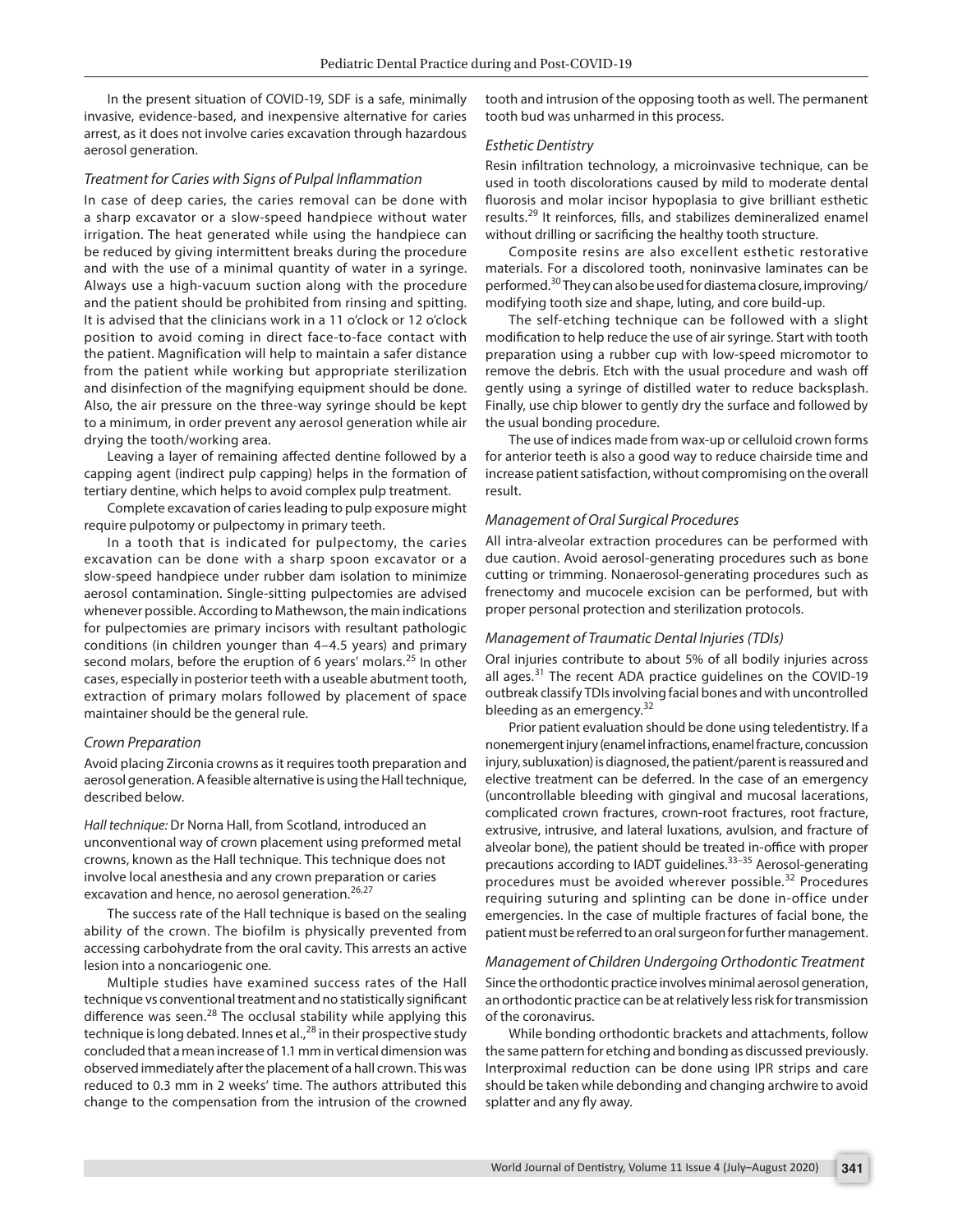In the present situation of COVID-19, SDF is a safe, minimally invasive, evidence-based, and inexpensive alternative for caries arrest, as it does not involve caries excavation through hazardous aerosol generation.

### *Treatment for Caries with Signs of Pulpal Inflammation*

In case of deep caries, the caries removal can be done with a sharp excavator or a slow-speed handpiece without water irrigation. The heat generated while using the handpiece can be reduced by giving intermittent breaks during the procedure and with the use of a minimal quantity of water in a syringe. Always use a high-vacuum suction along with the procedure and the patient should be prohibited from rinsing and spitting. It is advised that the clinicians work in a 11 o'clock or 12 o'clock position to avoid coming in direct face-to-face contact with the patient. Magnification will help to maintain a safer distance from the patient while working but appropriate sterilization and disinfection of the magnifying equipment should be done. Also, the air pressure on the three-way syringe should be kept to a minimum, in order prevent any aerosol generation while air drying the tooth/working area.

Leaving a layer of remaining affected dentine followed by a capping agent (indirect pulp capping) helps in the formation of tertiary dentine, which helps to avoid complex pulp treatment.

Complete excavation of caries leading to pulp exposure might require pulpotomy or pulpectomy in primary teeth.

In a tooth that is indicated for pulpectomy, the caries excavation can be done with a sharp spoon excavator or a slow-speed handpiece under rubber dam isolation to minimize aerosol contamination. Single-sitting pulpectomies are advised whenever possible. According to Mathewson, the main indications for pulpectomies are primary incisors with resultant pathologic conditions (in children younger than 4–4.5 years) and primary second molars, before the eruption of 6 years' molars.[25] In other cases, especially in posterior teeth with a useable abutment tooth, extraction of primary molars followed by placement of space maintainer should be the general rule.

### *Crown Preparation*

Avoid placing Zirconia crowns as it requires tooth preparation and aerosol generation. A feasible alternative is using the Hall technique, described below.

*Hall technique:* Dr Norna Hall, from Scotland, introduced an unconventional way of crown placement using preformed metal crowns, known as the Hall technique. This technique does not involve local anesthesia and any crown preparation or caries excavation and hence, no aerosol generation.[26,27]

The success rate of the Hall technique is based on the sealing ability of the crown. The biofilm is physically prevented from accessing carbohydrate from the oral cavity. This arrests an active lesion into a noncariogenic one.

Multiple studies have examined success rates of the Hall technique vs conventional treatment and no statistically significant difference was seen.[28] The occlusal stability while applying this technique is long debated. Innes et al.,[28] in their prospective study concluded that a mean increase of 1.1 mm in vertical dimension was observed immediately after the placement of a hall crown. This was reduced to 0.3 mm in 2 weeks' time. The authors attributed this change to the compensation from the intrusion of the crowned tooth and intrusion of the opposing tooth as well. The permanent tooth bud was unharmed in this process.

### *Esthetic Dentistry*

Resin infiltration technology, a microinvasive technique, can be used in tooth discolorations caused by mild to moderate dental fluorosis and molar incisor hypoplasia to give brilliant esthetic results.[29] It reinforces, fills, and stabilizes demineralized enamel without drilling or sacrificing the healthy tooth structure.

Composite resins are also excellent esthetic restorative materials. For a discolored tooth, noninvasive laminates can be performed.[30] They can also be used for diastema closure, improving/modifying tooth size and shape, luting, and core build-up.

The self-etching technique can be followed with a slight modification to help reduce the use of air syringe. Start with tooth preparation using a rubber cup with low-speed micromotor to remove the debris. Etch with the usual procedure and wash off gently using a syringe of distilled water to reduce backsplash. Finally, use chip blower to gently dry the surface and followed by the usual bonding procedure.

The use of indices made from wax-up or celluloid crown forms for anterior teeth is also a good way to reduce chairside time and increase patient satisfaction, without compromising on the overall result.

### *Management of Oral Surgical Procedures*

All intra-alveolar extraction procedures can be performed with due caution. Avoid aerosol-generating procedures such as bone cutting or trimming. Nonaerosol-generating procedures such as frenectomy and mucocele excision can be performed, but with proper personal protection and sterilization protocols.

### *Management of Traumatic Dental Injuries (TDIs)*

Oral injuries contribute to about 5% of all bodily injuries across all ages.[31] The recent ADA practice guidelines on the COVID-19 outbreak classify TDIs involving facial bones and with uncontrolled bleeding as an emergency.[32]

Prior patient evaluation should be done using teledentistry. If a nonemergent injury (enamel infractions, enamel fracture, concussion injury, subluxation) is diagnosed, the patient/parent is reassured and elective treatment can be deferred. In the case of an emergency (uncontrollable bleeding with gingival and mucosal lacerations, complicated crown fractures, crown-root fractures, root fracture, extrusive, intrusive, and lateral luxations, avulsion, and fracture of alveolar bone), the patient should be treated in-office with proper precautions according to IADT guidelines.[33–35] Aerosol-generating procedures must be avoided wherever possible.[32] Procedures requiring suturing and splinting can be done in-office under emergencies. In the case of multiple fractures of facial bone, the patient must be referred to an oral surgeon for further management.

### *Management of Children Undergoing Orthodontic Treatment*

Since the orthodontic practice involves minimal aerosol generation, an orthodontic practice can be at relatively less risk for transmission of the coronavirus.

While bonding orthodontic brackets and attachments, follow the same pattern for etching and bonding as discussed previously. Interproximal reduction can be done using IPR strips and care should be taken while debonding and changing archwire to avoid splatter and any fly away.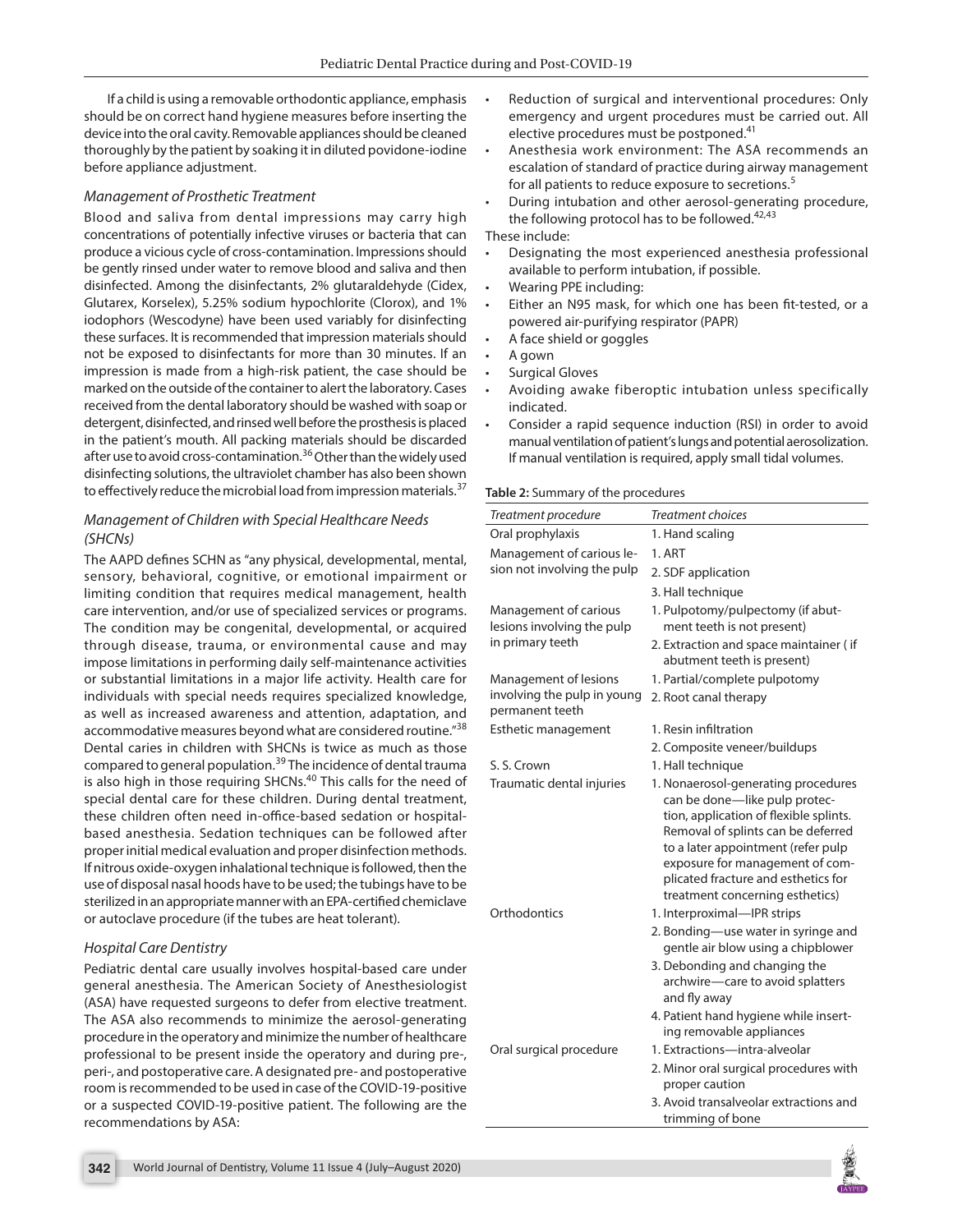If a child is using a removable orthodontic appliance, emphasis should be on correct hand hygiene measures before inserting the device into the oral cavity. Removable appliances should be cleaned thoroughly by the patient by soaking it in diluted povidone-iodine before appliance adjustment.

### *Management of Prosthetic Treatment*

Blood and saliva from dental impressions may carry high concentrations of potentially infective viruses or bacteria that can produce a vicious cycle of cross-contamination. Impressions should be gently rinsed under water to remove blood and saliva and then disinfected. Among the disinfectants, 2% glutaraldehyde (Cidex, Glutarex, Korselex), 5.25% sodium hypochlorite (Clorox), and 1% iodophors (Wescodyne) have been used variably for disinfecting these surfaces. It is recommended that impression materials should not be exposed to disinfectants for more than 30 minutes. If an impression is made from a high-risk patient, the case should be marked on the outside of the container to alert the laboratory. Cases received from the dental laboratory should be washed with soap or detergent, disinfected, and rinsed well before the prosthesis is placed in the patient's mouth. All packing materials should be discarded after use to avoid cross-contamination.[36] Other than the widely used disinfecting solutions, the ultraviolet chamber has also been shown to effectively reduce the microbial load from impression materials.[37]

### *Management of Children with Special Healthcare Needs (SHCNs)*

The AAPD defines SCHN as "any physical, developmental, mental, sensory, behavioral, cognitive, or emotional impairment or limiting condition that requires medical management, health care intervention, and/or use of specialized services or programs. The condition may be congenital, developmental, or acquired through disease, trauma, or environmental cause and may impose limitations in performing daily self-maintenance activities or substantial limitations in a major life activity. Health care for individuals with special needs requires specialized knowledge, as well as increased awareness and attention, adaptation, and accommodative measures beyond what are considered routine."[38] Dental caries in children with SHCNs is twice as much as those compared to general population.[39] The incidence of dental trauma is also high in those requiring SHCNs.[40] This calls for the need of special dental care for these children. During dental treatment, these children often need in-office-based sedation or hospital-based anesthesia. Sedation techniques can be followed after proper initial medical evaluation and proper disinfection methods. If nitrous oxide-oxygen inhalational technique is followed, then the use of disposal nasal hoods have to be used; the tubings have to be sterilized in an appropriate manner with an EPA-certified chemiclave or autoclave procedure (if the tubes are heat tolerant).

### *Hospital Care Dentistry*

Pediatric dental care usually involves hospital-based care under general anesthesia. The American Society of Anesthesiologist (ASA) have requested surgeons to defer from elective treatment. The ASA also recommends to minimize the aerosol-generating procedure in the operatory and minimize the number of healthcare professional to be present inside the operatory and during pre-, peri-, and postoperative care. A designated pre- and postoperative room is recommended to be used in case of the COVID-19-positive or a suspected COVID-19-positive patient. The following are the recommendations by ASA:

- Reduction of surgical and interventional procedures: Only emergency and urgent procedures must be carried out. All elective procedures must be postponed.[41]
- Anesthesia work environment: The ASA recommends an escalation of standard of practice during airway management for all patients to reduce exposure to secretions.[5]
- During intubation and other aerosol-generating procedure, the following protocol has to be followed.[42,43]

These include:

- Designating the most experienced anesthesia professional available to perform intubation, if possible.
- Wearing PPE including:
- Either an N95 mask, for which one has been fit-tested, or a powered air-purifying respirator (PAPR)
- A face shield or goggles
- A gown
- Surgical Gloves
- Avoiding awake fiberoptic intubation unless specifically indicated.
- Consider a rapid sequence induction (RSI) in order to avoid manual ventilation of patient's lungs and potential aerosolization. If manual ventilation is required, apply small tidal volumes.

**Table 2:** Summary of the procedures

| *Treatment procedure* | *Treatment choices* |
|---|---|
| Oral prophylaxis | 1. Hand scaling |
| Management of carious lesion not involving the pulp | 1. ART<br>2. SDF application<br>3. Hall technique |
| Management of carious lesions involving the pulp in primary teeth | 1. Pulpotomy/pulpectomy (if abutment teeth is not present)<br>2. Extraction and space maintainer ( if abutment teeth is present) |
| Management of lesions involving the pulp in young permanent teeth | 1. Partial/complete pulpotomy<br>2. Root canal therapy |
| Esthetic management | 1. Resin infiltration<br>2. Composite veneer/buildups |
| S. S. Crown | 1. Hall technique |
| Traumatic dental injuries | 1. Nonaerosol-generating procedures can be done—like pulp protection, application of flexible splints. Removal of splints can be deferred to a later appointment (refer pulp exposure for management of complicated fracture and esthetics for treatment concerning esthetics) |
| Orthodontics | 1. Interproximal—IPR strips<br>2. Bonding—use water in syringe and gentle air blow using a chipblower<br>3. Debonding and changing the archwire—care to avoid splatters and fly away<br>4. Patient hand hygiene while inserting removable appliances |
| Oral surgical procedure | 1. Extractions—intra-alveolar<br>2. Minor oral surgical procedures with proper caution<br>3. Avoid transalveolar extractions and trimming of bone |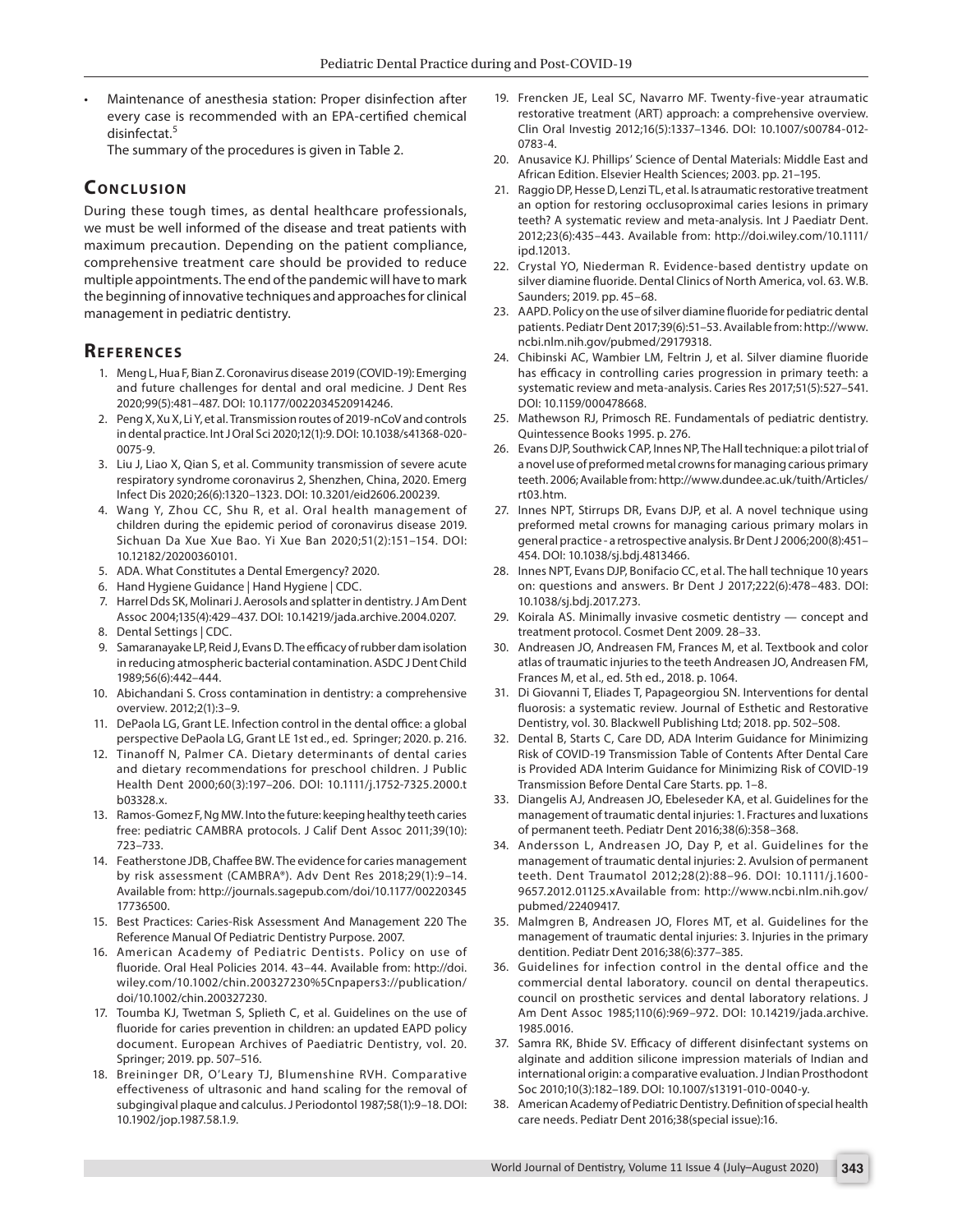- Maintenance of anesthesia station: Proper disinfection after every case is recommended with an EPA-certified chemical disinfectat.[5]

  The summary of the procedures is given in Table 2.

## Conclusion

During these tough times, as dental healthcare professionals, we must be well informed of the disease and treat patients with maximum precaution. Depending on the patient compliance, comprehensive treatment care should be provided to reduce multiple appointments. The end of the pandemic will have to mark the beginning of innovative techniques and approaches for clinical management in pediatric dentistry.

## References

1. Meng L, Hua F, Bian Z. Coronavirus disease 2019 (COVID-19): Emerging and future challenges for dental and oral medicine. J Dent Res 2020;99(5):481–487. DOI: 10.1177/0022034520914246.
2. Peng X, Xu X, Li Y, et al. Transmission routes of 2019-nCoV and controls in dental practice. Int J Oral Sci 2020;12(1):9. DOI: 10.1038/s41368-020-0075-9.
3. Liu J, Liao X, Qian S, et al. Community transmission of severe acute respiratory syndrome coronavirus 2, Shenzhen, China, 2020. Emerg Infect Dis 2020;26(6):1320–1323. DOI: 10.3201/eid2606.200239.
4. Wang Y, Zhou CC, Shu R, et al. Oral health management of children during the epidemic period of coronavirus disease 2019. Sichuan Da Xue Xue Bao. Yi Xue Ban 2020;51(2):151–154. DOI: 10.12182/20200360101.
5. ADA. What Constitutes a Dental Emergency? 2020.
6. Hand Hygiene Guidance | Hand Hygiene | CDC.
7. Harrel Dds SK, Molinari J. Aerosols and splatter in dentistry. J Am Dent Assoc 2004;135(4):429–437. DOI: 10.14219/jada.archive.2004.0207.
8. Dental Settings | CDC.
9. Samaranayake LP, Reid J, Evans D. The efficacy of rubber dam isolation in reducing atmospheric bacterial contamination. ASDC J Dent Child 1989;56(6):442–444.
10. Abichandani S. Cross contamination in dentistry: a comprehensive overview. 2012;2(1):3–9.
11. DePaola LG, Grant LE. Infection control in the dental office: a global perspective DePaola LG, Grant LE 1st ed., ed. Springer; 2020. p. 216.
12. Tinanoff N, Palmer CA. Dietary determinants of dental caries and dietary recommendations for preschool children. J Public Health Dent 2000;60(3):197–206. DOI: 10.1111/j.1752-7325.2000.tb03328.x.
13. Ramos-Gomez F, Ng MW. Into the future: keeping healthy teeth caries free: pediatric CAMBRA protocols. J Calif Dent Assoc 2011;39(10): 723–733.
14. Featherstone JDB, Chaffee BW. The evidence for caries management by risk assessment (CAMBRA®). Adv Dent Res 2018;29(1):9–14. Available from: http://journals.sagepub.com/doi/10.1177/0022034517736500.
15. Best Practices: Caries-Risk Assessment And Management 220 The Reference Manual Of Pediatric Dentistry Purpose. 2007.
16. American Academy of Pediatric Dentists. Policy on use of fluoride. Oral Heal Policies 2014. 43–44. Available from: http://doi.wiley.com/10.1002/chin.200327230%5Cnpapers3://publication/doi/10.1002/chin.200327230.
17. Toumba KJ, Twetman S, Splieth C, et al. Guidelines on the use of fluoride for caries prevention in children: an updated EAPD policy document. European Archives of Paediatric Dentistry, vol. 20. Springer; 2019. pp. 507–516.
18. Breininger DR, O'Leary TJ, Blumenshine RVH. Comparative effectiveness of ultrasonic and hand scaling for the removal of subgingival plaque and calculus. J Periodontol 1987;58(1):9–18. DOI: 10.1902/jop.1987.58.1.9.
19. Frencken JE, Leal SC, Navarro MF. Twenty-five-year atraumatic restorative treatment (ART) approach: a comprehensive overview. Clin Oral Investig 2012;16(5):1337–1346. DOI: 10.1007/s00784-012-0783-4.
20. Anusavice KJ. Phillips' Science of Dental Materials: Middle East and African Edition. Elsevier Health Sciences; 2003. pp. 21–195.
21. Raggio DP, Hesse D, Lenzi TL, et al. Is atraumatic restorative treatment an option for restoring occlusoproximal caries lesions in primary teeth? A systematic review and meta-analysis. Int J Paediatr Dent. 2012;23(6):435–443. Available from: http://doi.wiley.com/10.1111/ipd.12013.
22. Crystal YO, Niederman R. Evidence-based dentistry update on silver diamine fluoride. Dental Clinics of North America, vol. 63. W.B. Saunders; 2019. pp. 45–68.
23. AAPD. Policy on the use of silver diamine fluoride for pediatric dental patients. Pediatr Dent 2017;39(6):51–53. Available from: http://www.ncbi.nlm.nih.gov/pubmed/29179318.
24. Chibinski AC, Wambier LM, Feltrin J, et al. Silver diamine fluoride has efficacy in controlling caries progression in primary teeth: a systematic review and meta-analysis. Caries Res 2017;51(5):527–541. DOI: 10.1159/000478668.
25. Mathewson RJ, Primosch RE. Fundamentals of pediatric dentistry. Quintessence Books 1995. p. 276.
26. Evans DJP, Southwick CAP, Innes NP, The Hall technique: a pilot trial of a novel use of preformed metal crowns for managing carious primary teeth. 2006; Available from: http://www.dundee.ac.uk/tuith/Articles/rt03.htm.
27. Innes NPT, Stirrups DR, Evans DJP, et al. A novel technique using preformed metal crowns for managing carious primary molars in general practice - a retrospective analysis. Br Dent J 2006;200(8):451–454. DOI: 10.1038/sj.bdj.4813466.
28. Innes NPT, Evans DJP, Bonifacio CC, et al. The hall technique 10 years on: questions and answers. Br Dent J 2017;222(6):478–483. DOI: 10.1038/sj.bdj.2017.273.
29. Koirala AS. Minimally invasive cosmetic dentistry — concept and treatment protocol. Cosmet Dent 2009. 28–33.
30. Andreasen JO, Andreasen FM, Frances M, et al. Textbook and color atlas of traumatic injuries to the teeth Andreasen JO, Andreasen FM, Frances M, et al., ed. 5th ed., 2018. p. 1064.
31. Di Giovanni T, Eliades T, Papageorgiou SN. Interventions for dental fluorosis: a systematic review. Journal of Esthetic and Restorative Dentistry, vol. 30. Blackwell Publishing Ltd; 2018. pp. 502–508.
32. Dental B, Starts C, Care DD, ADA Interim Guidance for Minimizing Risk of COVID-19 Transmission Table of Contents After Dental Care is Provided ADA Interim Guidance for Minimizing Risk of COVID-19 Transmission Before Dental Care Starts. pp. 1–8.
33. Diangelis AJ, Andreasen JO, Ebeleseder KA, et al. Guidelines for the management of traumatic dental injuries: 1. Fractures and luxations of permanent teeth. Pediatr Dent 2016;38(6):358–368.
34. Andersson L, Andreasen JO, Day P, et al. Guidelines for the management of traumatic dental injuries: 2. Avulsion of permanent teeth. Dent Traumatol 2012;28(2):88–96. DOI: 10.1111/j.1600-9657.2012.01125.xAvailable from: http://www.ncbi.nlm.nih.gov/pubmed/22409417.
35. Malmgren B, Andreasen JO, Flores MT, et al. Guidelines for the management of traumatic dental injuries: 3. Injuries in the primary dentition. Pediatr Dent 2016;38(6):377–385.
36. Guidelines for infection control in the dental office and the commercial dental laboratory. council on dental therapeutics. council on prosthetic services and dental laboratory relations. J Am Dent Assoc 1985;110(6):969–972. DOI: 10.14219/jada.archive.1985.0016.
37. Samra RK, Bhide SV. Efficacy of different disinfectant systems on alginate and addition silicone impression materials of Indian and international origin: a comparative evaluation. J Indian Prosthodont Soc 2010;10(3):182–189. DOI: 10.1007/s13191-010-0040-y.
38. American Academy of Pediatric Dentistry. Definition of special health care needs. Pediatr Dent 2016;38(special issue):16.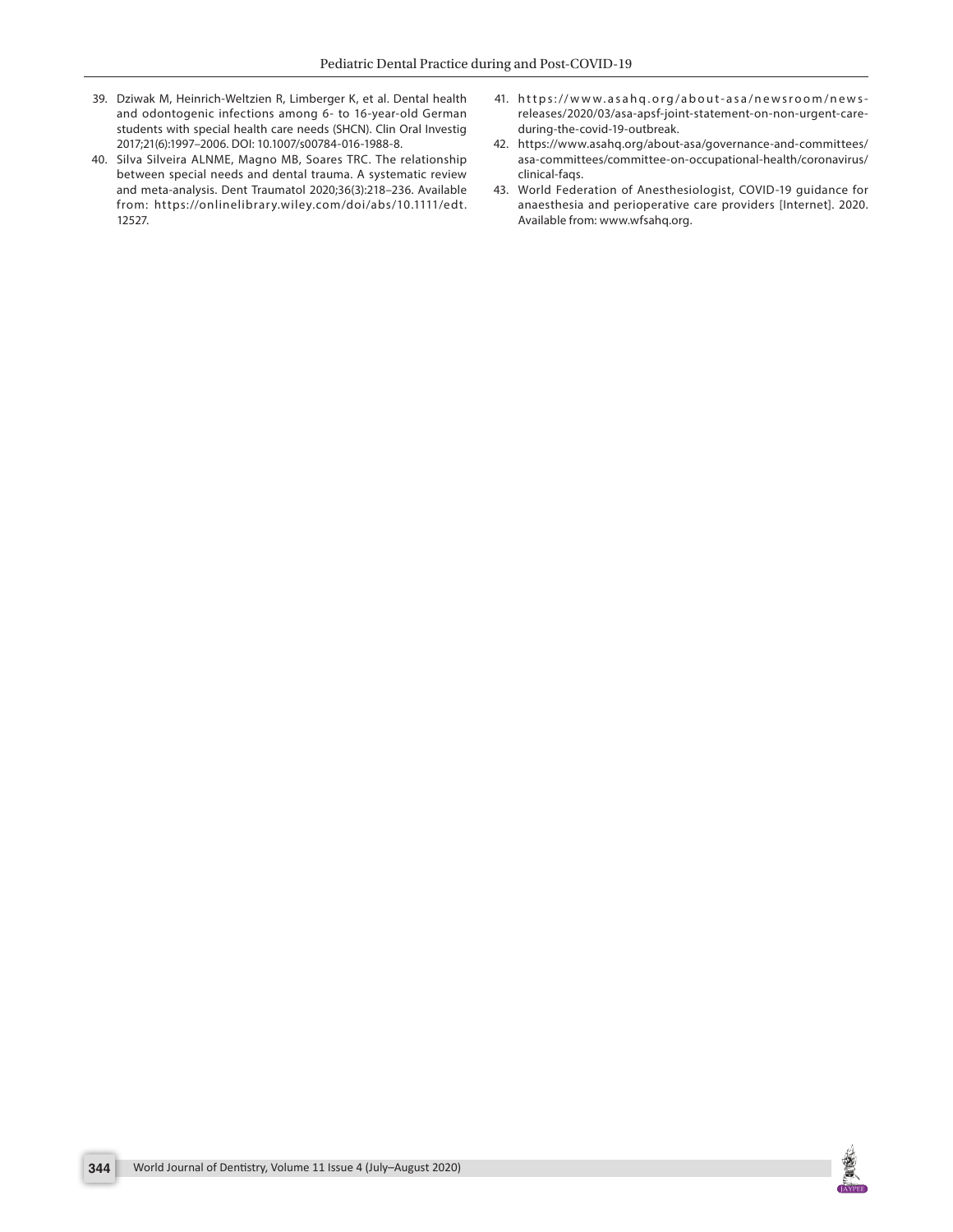39. Dziwak M, Heinrich-Weltzien R, Limberger K, et al. Dental health and odontogenic infections among 6- to 16-year-old German students with special health care needs (SHCN). Clin Oral Investig 2017;21(6):1997–2006. DOI: 10.1007/s00784-016-1988-8.
40. Silva Silveira ALNME, Magno MB, Soares TRC. The relationship between special needs and dental trauma. A systematic review and meta-analysis. Dent Traumatol 2020;36(3):218–236. Available from: https://onlinelibrary.wiley.com/doi/abs/10.1111/edt.12527.
41. https://www.asahq.org/about-asa/newsroom/news-releases/2020/03/asa-apsf-joint-statement-on-non-urgent-care-during-the-covid-19-outbreak.
42. https://www.asahq.org/about-asa/governance-and-committees/asa-committees/committee-on-occupational-health/coronavirus/clinical-faqs.
43. World Federation of Anesthesiologist, COVID-19 guidance for anaesthesia and perioperative care providers [Internet]. 2020. Available from: www.wfsahq.org.